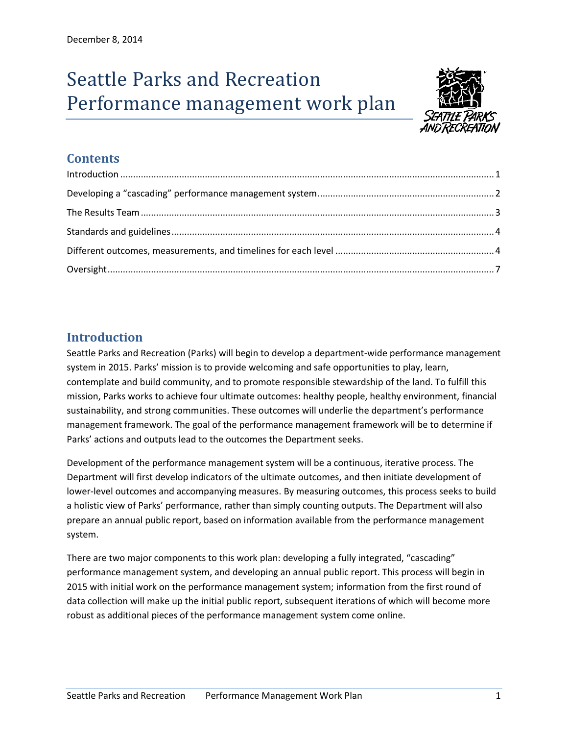December 8, 2014

# Seattle Parks and Recreation Performance management work plan

## Contents

Introduction ..... 1

Developing a "cascading" performance management system ..... 2

The Results Team ..... 3

Standards and guidelines ..... 4

Different outcomes, measurements, and timelines for each level ..... 4

Oversight ..... 7

## Introduction

Seattle Parks and Recreation (Parks) will begin to develop a department-wide performance management system in 2015. Parks' mission is to provide welcoming and safe opportunities to play, learn, contemplate and build community, and to promote responsible stewardship of the land. To fulfill this mission, Parks works to achieve four ultimate outcomes: healthy people, healthy environment, financial sustainability, and strong communities. These outcomes will underlie the department's performance management framework. The goal of the performance management framework will be to determine if Parks' actions and outputs lead to the outcomes the Department seeks.

Development of the performance management system will be a continuous, iterative process. The Department will first develop indicators of the ultimate outcomes, and then initiate development of lower-level outcomes and accompanying measures. By measuring outcomes, this process seeks to build a holistic view of Parks' performance, rather than simply counting outputs. The Department will also prepare an annual public report, based on information available from the performance management system.

There are two major components to this work plan: developing a fully integrated, "cascading" performance management system, and developing an annual public report. This process will begin in 2015 with initial work on the performance management system; information from the first round of data collection will make up the initial public report, subsequent iterations of which will become more robust as additional pieces of the performance management system come online.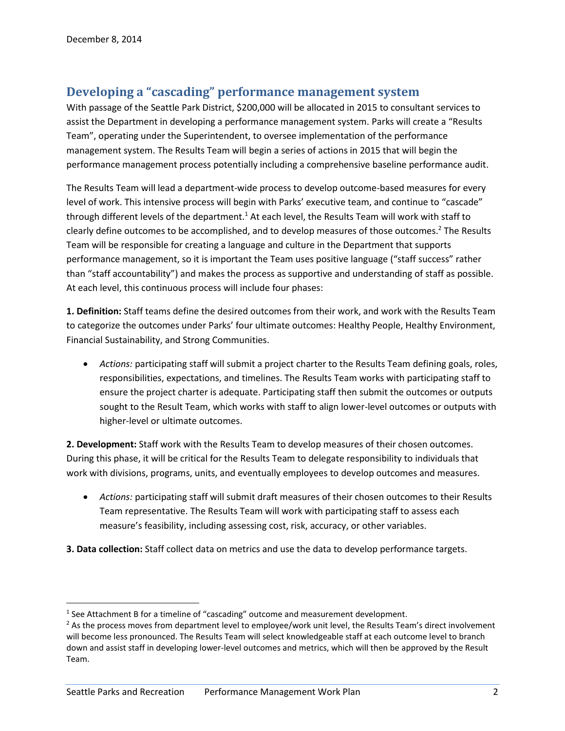December 8, 2014

## Developing a "cascading" performance management system

With passage of the Seattle Park District, $200,000 will be allocated in 2015 to consultant services to assist the Department in developing a performance management system. Parks will create a "Results Team", operating under the Superintendent, to oversee implementation of the performance management system. The Results Team will begin a series of actions in 2015 that will begin the performance management process potentially including a comprehensive baseline performance audit.

The Results Team will lead a department-wide process to develop outcome-based measures for every level of work. This intensive process will begin with Parks' executive team, and continue to "cascade" through different levels of the department.[1] At each level, the Results Team will work with staff to clearly define outcomes to be accomplished, and to develop measures of those outcomes.[2] The Results Team will be responsible for creating a language and culture in the Department that supports performance management, so it is important the Team uses positive language ("staff success" rather than "staff accountability") and makes the process as supportive and understanding of staff as possible. At each level, this continuous process will include four phases:

**1. Definition:** Staff teams define the desired outcomes from their work, and work with the Results Team to categorize the outcomes under Parks' four ultimate outcomes: Healthy People, Healthy Environment, Financial Sustainability, and Strong Communities.

- *Actions:* participating staff will submit a project charter to the Results Team defining goals, roles, responsibilities, expectations, and timelines. The Results Team works with participating staff to ensure the project charter is adequate. Participating staff then submit the outcomes or outputs sought to the Result Team, which works with staff to align lower-level outcomes or outputs with higher-level or ultimate outcomes.

**2. Development:** Staff work with the Results Team to develop measures of their chosen outcomes. During this phase, it will be critical for the Results Team to delegate responsibility to individuals that work with divisions, programs, units, and eventually employees to develop outcomes and measures.

- *Actions:* participating staff will submit draft measures of their chosen outcomes to their Results Team representative. The Results Team will work with participating staff to assess each measure's feasibility, including assessing cost, risk, accuracy, or other variables.

**3. Data collection:** Staff collect data on metrics and use the data to develop performance targets.

[1] See Attachment B for a timeline of "cascading" outcome and measurement development.

[2] As the process moves from department level to employee/work unit level, the Results Team's direct involvement will become less pronounced. The Results Team will select knowledgeable staff at each outcome level to branch down and assist staff in developing lower-level outcomes and metrics, which will then be approved by the Result Team.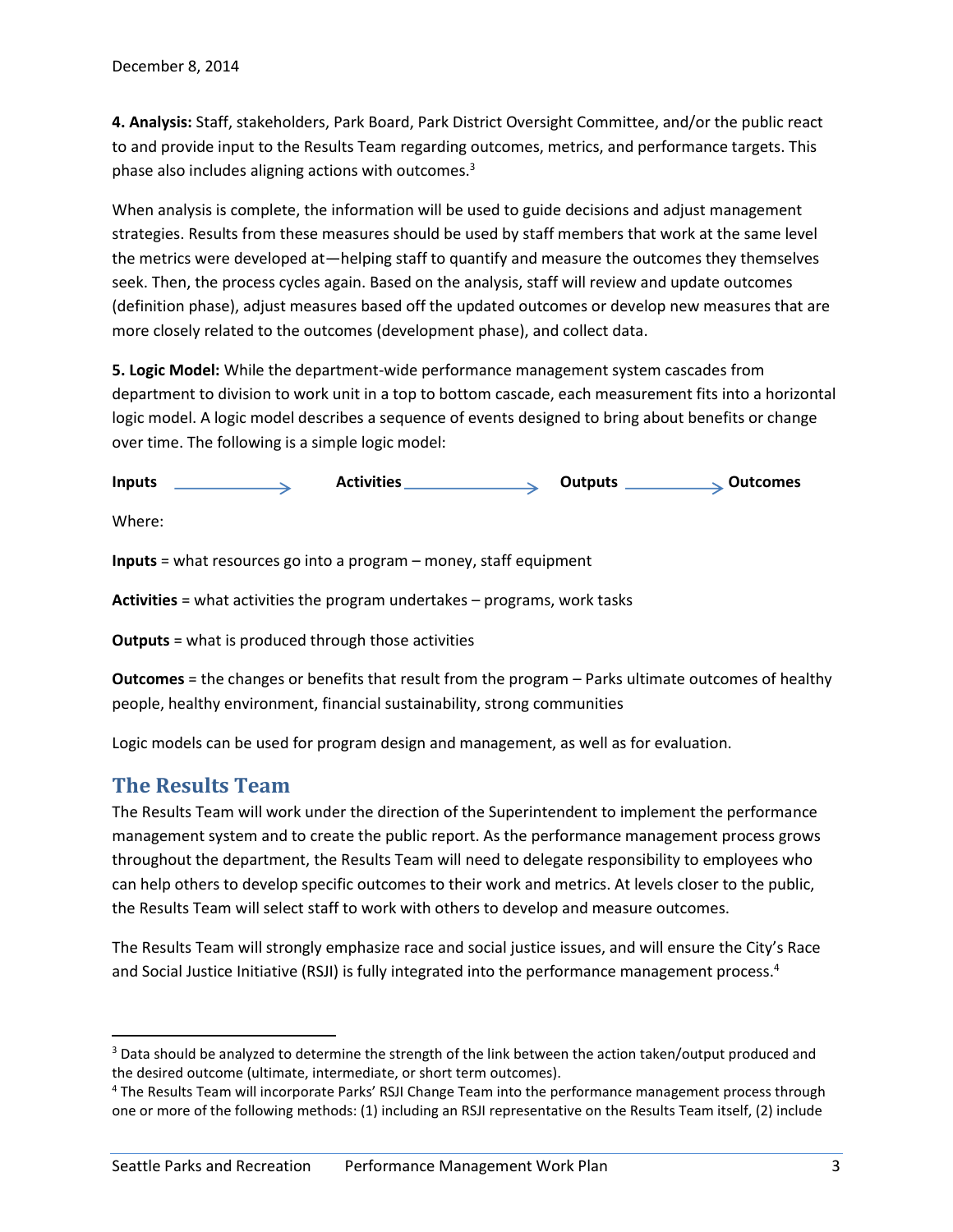**4. Analysis:** Staff, stakeholders, Park Board, Park District Oversight Committee, and/or the public react to and provide input to the Results Team regarding outcomes, metrics, and performance targets. This phase also includes aligning actions with outcomes.[3]

When analysis is complete, the information will be used to guide decisions and adjust management strategies. Results from these measures should be used by staff members that work at the same level the metrics were developed at—helping staff to quantify and measure the outcomes they themselves seek. Then, the process cycles again. Based on the analysis, staff will review and update outcomes (definition phase), adjust measures based off the updated outcomes or develop new measures that are more closely related to the outcomes (development phase), and collect data.

**5. Logic Model:** While the department-wide performance management system cascades from department to division to work unit in a top to bottom cascade, each measurement fits into a horizontal logic model. A logic model describes a sequence of events designed to bring about benefits or change over time. The following is a simple logic model:

**Inputs** → **Activities** → **Outputs** → **Outcomes**

Where:

**Inputs** = what resources go into a program – money, staff equipment

**Activities** = what activities the program undertakes – programs, work tasks

**Outputs** = what is produced through those activities

**Outcomes** = the changes or benefits that result from the program – Parks ultimate outcomes of healthy people, healthy environment, financial sustainability, strong communities

Logic models can be used for program design and management, as well as for evaluation.

## The Results Team

The Results Team will work under the direction of the Superintendent to implement the performance management system and to create the public report. As the performance management process grows throughout the department, the Results Team will need to delegate responsibility to employees who can help others to develop specific outcomes to their work and metrics. At levels closer to the public, the Results Team will select staff to work with others to develop and measure outcomes.

The Results Team will strongly emphasize race and social justice issues, and will ensure the City's Race and Social Justice Initiative (RSJI) is fully integrated into the performance management process.[4]

---

[3] Data should be analyzed to determine the strength of the link between the action taken/output produced and the desired outcome (ultimate, intermediate, or short term outcomes).

[4] The Results Team will incorporate Parks' RSJI Change Team into the performance management process through one or more of the following methods: (1) including an RSJI representative on the Results Team itself, (2) include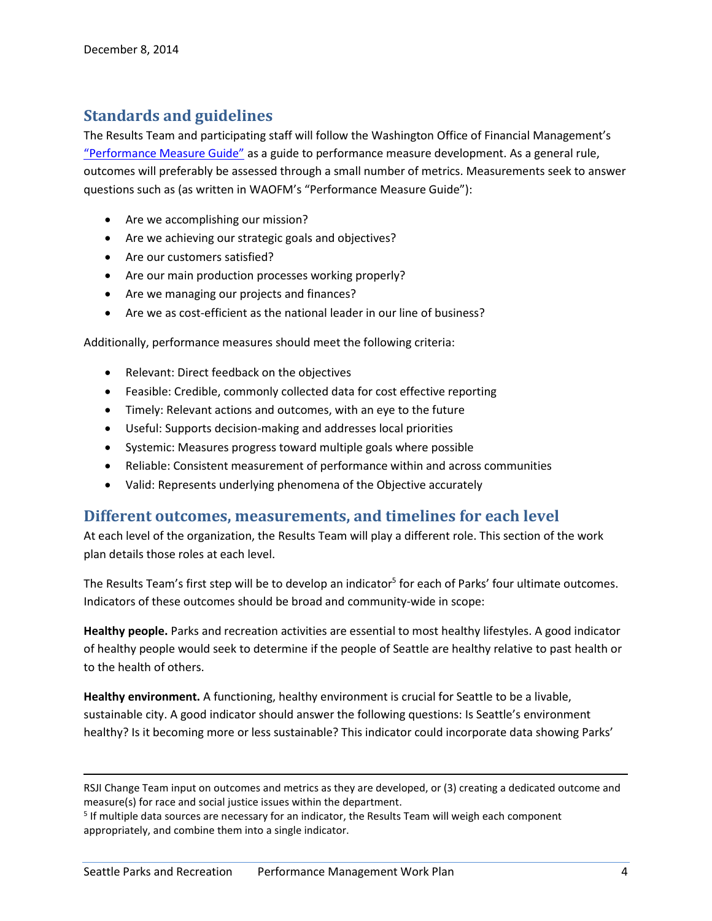December 8, 2014

## Standards and guidelines

The Results Team and participating staff will follow the Washington Office of Financial Management's "Performance Measure Guide" as a guide to performance measure development. As a general rule, outcomes will preferably be assessed through a small number of metrics. Measurements seek to answer questions such as (as written in WAOFM's "Performance Measure Guide"):

- Are we accomplishing our mission?
- Are we achieving our strategic goals and objectives?
- Are our customers satisfied?
- Are our main production processes working properly?
- Are we managing our projects and finances?
- Are we as cost-efficient as the national leader in our line of business?

Additionally, performance measures should meet the following criteria:

- Relevant: Direct feedback on the objectives
- Feasible: Credible, commonly collected data for cost effective reporting
- Timely: Relevant actions and outcomes, with an eye to the future
- Useful: Supports decision-making and addresses local priorities
- Systemic: Measures progress toward multiple goals where possible
- Reliable: Consistent measurement of performance within and across communities
- Valid: Represents underlying phenomena of the Objective accurately

## Different outcomes, measurements, and timelines for each level

At each level of the organization, the Results Team will play a different role. This section of the work plan details those roles at each level.

The Results Team's first step will be to develop an indicator[5] for each of Parks' four ultimate outcomes. Indicators of these outcomes should be broad and community-wide in scope:

**Healthy people.** Parks and recreation activities are essential to most healthy lifestyles. A good indicator of healthy people would seek to determine if the people of Seattle are healthy relative to past health or to the health of others.

**Healthy environment.** A functioning, healthy environment is crucial for Seattle to be a livable, sustainable city. A good indicator should answer the following questions: Is Seattle's environment healthy? Is it becoming more or less sustainable? This indicator could incorporate data showing Parks'

---

RSJI Change Team input on outcomes and metrics as they are developed, or (3) creating a dedicated outcome and measure(s) for race and social justice issues within the department.

[5] If multiple data sources are necessary for an indicator, the Results Team will weigh each component appropriately, and combine them into a single indicator.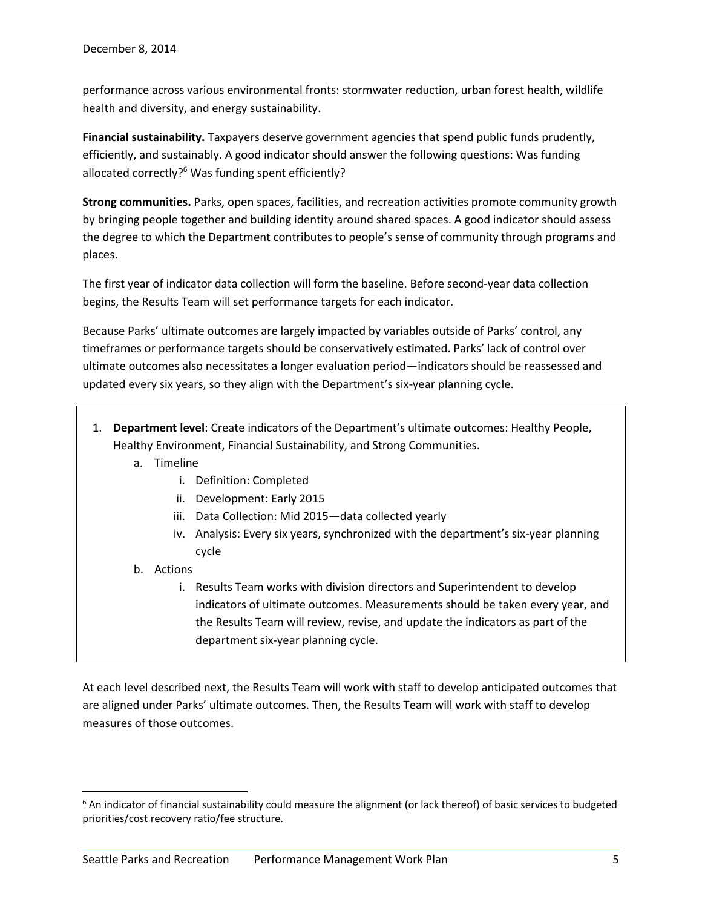performance across various environmental fronts: stormwater reduction, urban forest health, wildlife health and diversity, and energy sustainability.

**Financial sustainability.** Taxpayers deserve government agencies that spend public funds prudently, efficiently, and sustainably. A good indicator should answer the following questions: Was funding allocated correctly?[6] Was funding spent efficiently?

**Strong communities.** Parks, open spaces, facilities, and recreation activities promote community growth by bringing people together and building identity around shared spaces. A good indicator should assess the degree to which the Department contributes to people's sense of community through programs and places.

The first year of indicator data collection will form the baseline. Before second-year data collection begins, the Results Team will set performance targets for each indicator.

Because Parks' ultimate outcomes are largely impacted by variables outside of Parks' control, any timeframes or performance targets should be conservatively estimated. Parks' lack of control over ultimate outcomes also necessitates a longer evaluation period—indicators should be reassessed and updated every six years, so they align with the Department's six-year planning cycle.

1. **Department level**: Create indicators of the Department's ultimate outcomes: Healthy People, Healthy Environment, Financial Sustainability, and Strong Communities.
   a. Timeline
      i. Definition: Completed
      ii. Development: Early 2015
      iii. Data Collection: Mid 2015—data collected yearly
      iv. Analysis: Every six years, synchronized with the department's six-year planning cycle
   b. Actions
      i. Results Team works with division directors and Superintendent to develop indicators of ultimate outcomes. Measurements should be taken every year, and the Results Team will review, revise, and update the indicators as part of the department six-year planning cycle.

At each level described next, the Results Team will work with staff to develop anticipated outcomes that are aligned under Parks' ultimate outcomes. Then, the Results Team will work with staff to develop measures of those outcomes.

[6] An indicator of financial sustainability could measure the alignment (or lack thereof) of basic services to budgeted priorities/cost recovery ratio/fee structure.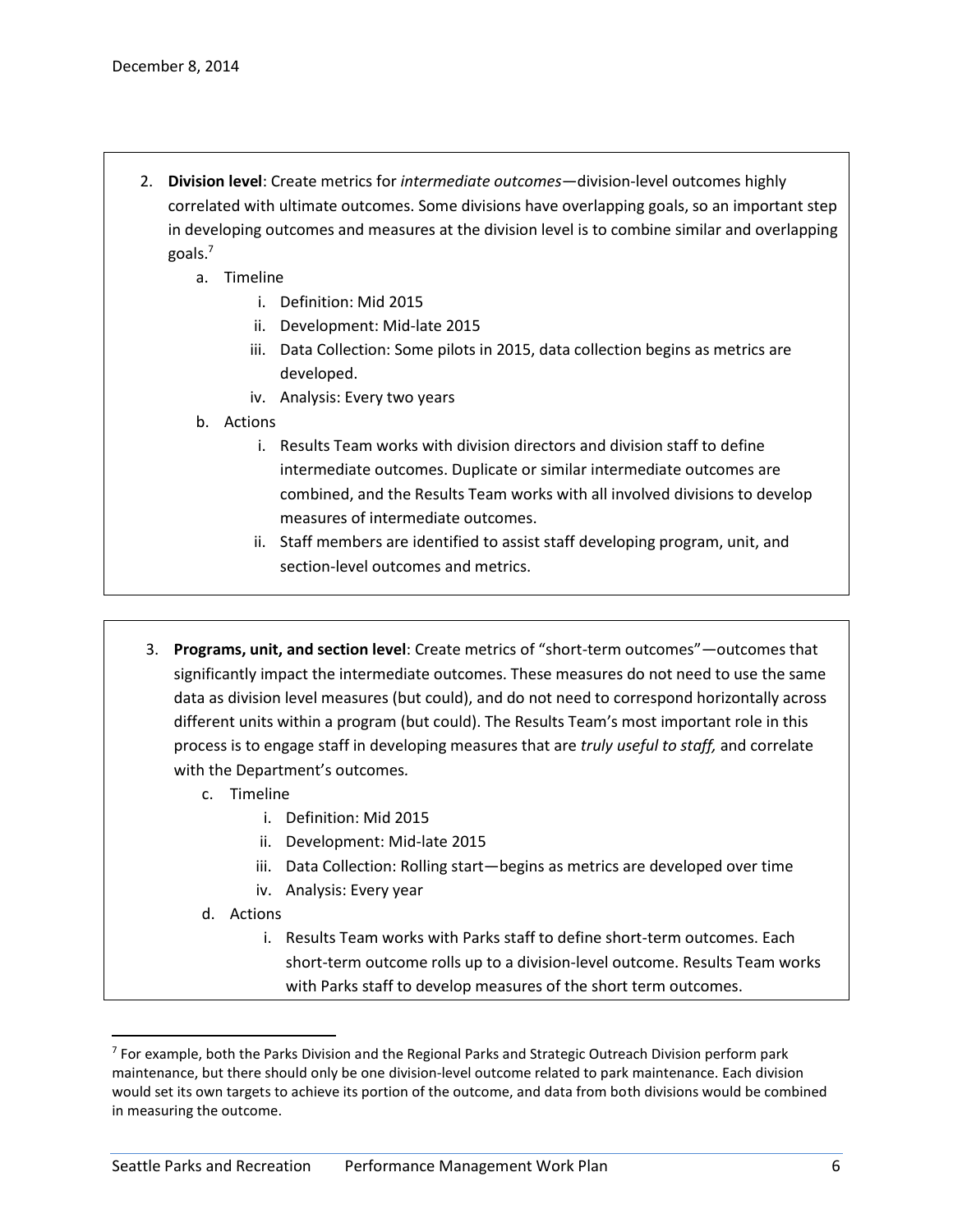2. **Division level**: Create metrics for *intermediate outcomes*—division-level outcomes highly correlated with ultimate outcomes. Some divisions have overlapping goals, so an important step in developing outcomes and measures at the division level is to combine similar and overlapping goals.[7]
   a. Timeline
      i. Definition: Mid 2015
      ii. Development: Mid-late 2015
      iii. Data Collection: Some pilots in 2015, data collection begins as metrics are developed.
      iv. Analysis: Every two years
   b. Actions
      i. Results Team works with division directors and division staff to define intermediate outcomes. Duplicate or similar intermediate outcomes are combined, and the Results Team works with all involved divisions to develop measures of intermediate outcomes.
      ii. Staff members are identified to assist staff developing program, unit, and section-level outcomes and metrics.

3. **Programs, unit, and section level**: Create metrics of "short-term outcomes"—outcomes that significantly impact the intermediate outcomes. These measures do not need to use the same data as division level measures (but could), and do not need to correspond horizontally across different units within a program (but could). The Results Team's most important role in this process is to engage staff in developing measures that are *truly useful to staff,* and correlate with the Department's outcomes.
   c. Timeline
      i. Definition: Mid 2015
      ii. Development: Mid-late 2015
      iii. Data Collection: Rolling start—begins as metrics are developed over time
      iv. Analysis: Every year
   d. Actions
      i. Results Team works with Parks staff to define short-term outcomes. Each short-term outcome rolls up to a division-level outcome. Results Team works with Parks staff to develop measures of the short term outcomes.

[7] For example, both the Parks Division and the Regional Parks and Strategic Outreach Division perform park maintenance, but there should only be one division-level outcome related to park maintenance. Each division would set its own targets to achieve its portion of the outcome, and data from both divisions would be combined in measuring the outcome.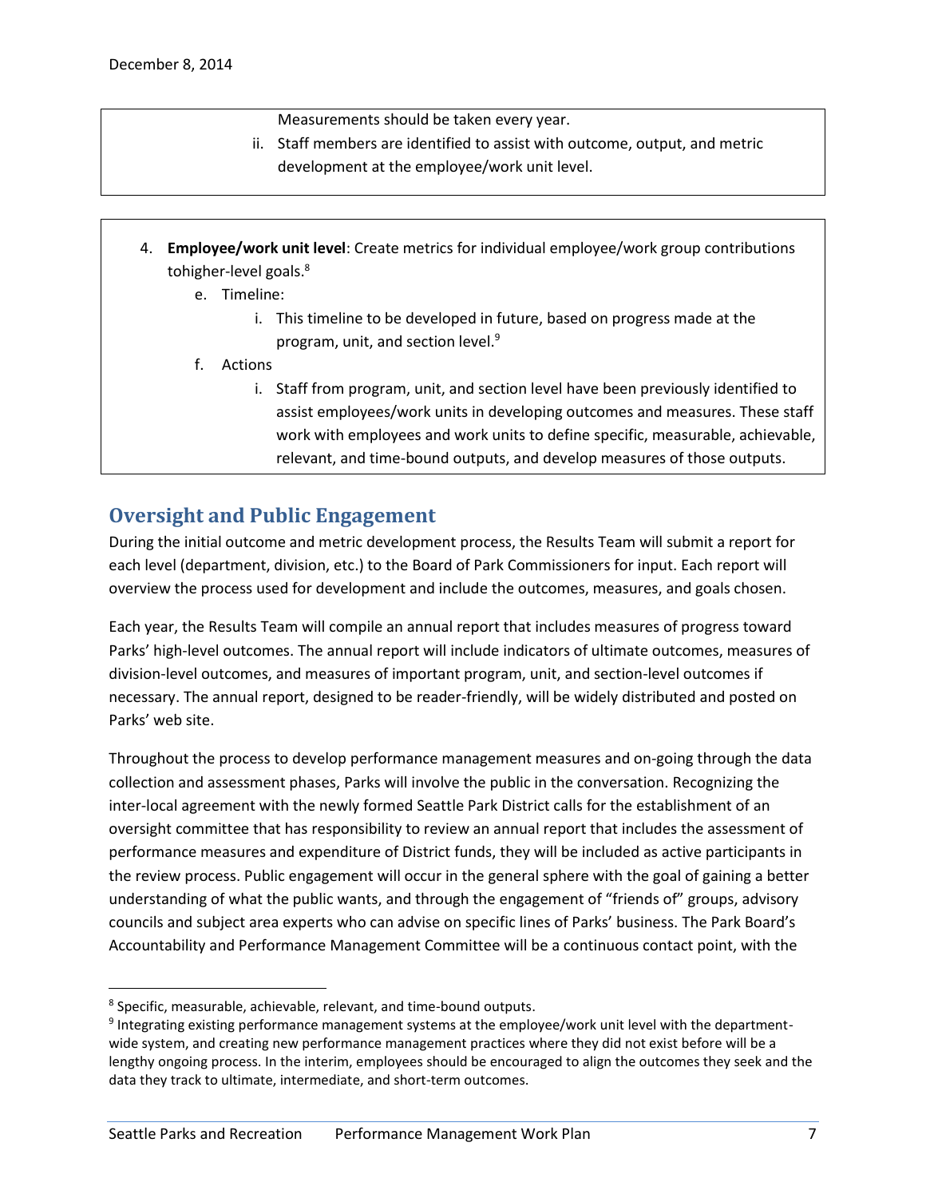Measurements should be taken every year.

ii. Staff members are identified to assist with outcome, output, and metric development at the employee/work unit level.

4. **Employee/work unit level**: Create metrics for individual employee/work group contributions tohigher-level goals.[8]
   - e. Timeline:
     - i. This timeline to be developed in future, based on progress made at the program, unit, and section level.[9]
   - f. Actions
     - i. Staff from program, unit, and section level have been previously identified to assist employees/work units in developing outcomes and measures. These staff work with employees and work units to define specific, measurable, achievable, relevant, and time-bound outputs, and develop measures of those outputs.

## Oversight and Public Engagement

During the initial outcome and metric development process, the Results Team will submit a report for each level (department, division, etc.) to the Board of Park Commissioners for input. Each report will overview the process used for development and include the outcomes, measures, and goals chosen.

Each year, the Results Team will compile an annual report that includes measures of progress toward Parks' high-level outcomes. The annual report will include indicators of ultimate outcomes, measures of division-level outcomes, and measures of important program, unit, and section-level outcomes if necessary. The annual report, designed to be reader-friendly, will be widely distributed and posted on Parks' web site.

Throughout the process to develop performance management measures and on-going through the data collection and assessment phases, Parks will involve the public in the conversation. Recognizing the inter-local agreement with the newly formed Seattle Park District calls for the establishment of an oversight committee that has responsibility to review an annual report that includes the assessment of performance measures and expenditure of District funds, they will be included as active participants in the review process. Public engagement will occur in the general sphere with the goal of gaining a better understanding of what the public wants, and through the engagement of "friends of" groups, advisory councils and subject area experts who can advise on specific lines of Parks' business. The Park Board's Accountability and Performance Management Committee will be a continuous contact point, with the

---

[8] Specific, measurable, achievable, relevant, and time-bound outputs.

[9] Integrating existing performance management systems at the employee/work unit level with the department-wide system, and creating new performance management practices where they did not exist before will be a lengthy ongoing process. In the interim, employees should be encouraged to align the outcomes they seek and the data they track to ultimate, intermediate, and short-term outcomes.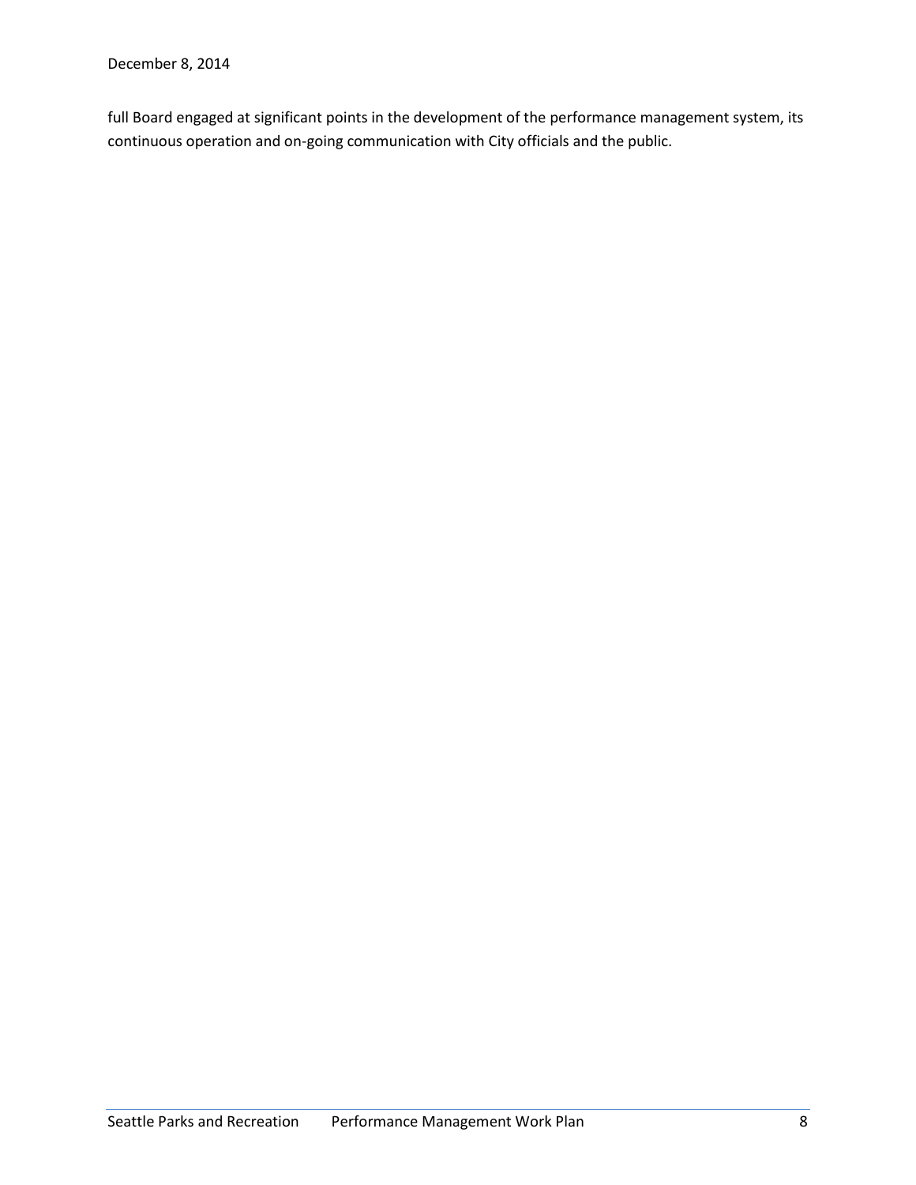full Board engaged at significant points in the development of the performance management system, its continuous operation and on-going communication with City officials and the public.